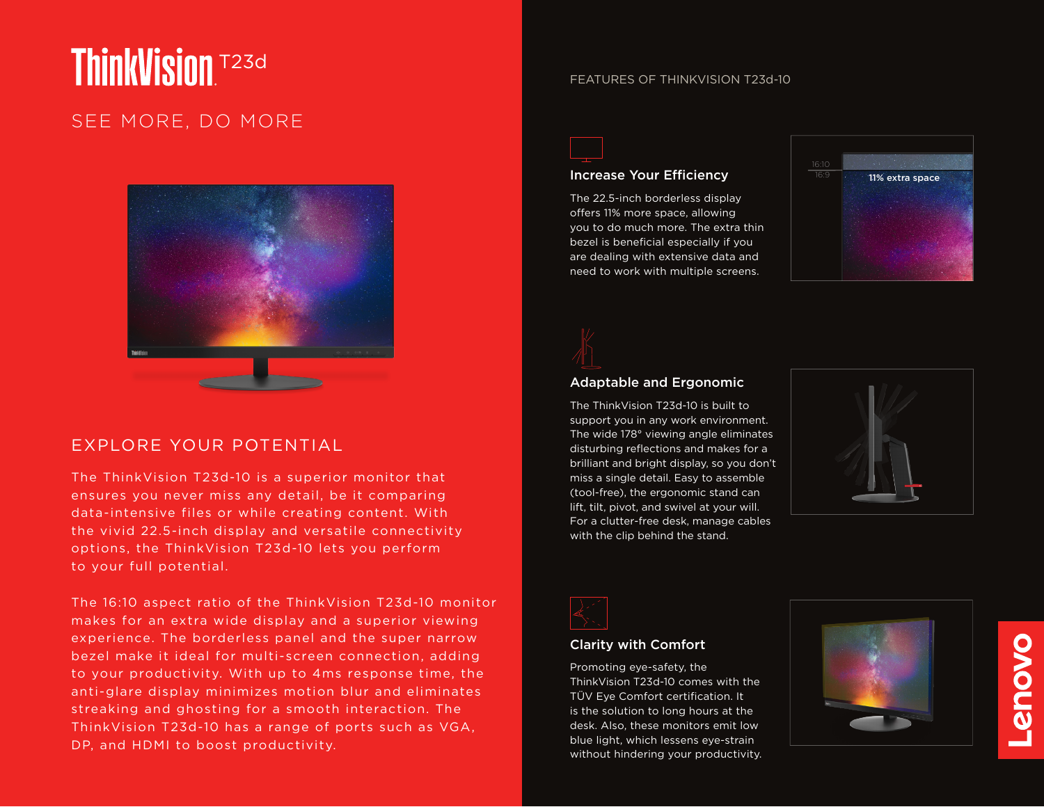# ThinkVision T23d

## SEE MORE, DO MORE

## EXPLORE YOUR POTENTIAL

The ThinkVision T23d-10 is a superior monitor that ensures you never miss any detail, be it comparing data-intensive files or while creating content. With the vivid 22.5-inch display and versatile connectivity options, the ThinkVision T23d-10 lets you perform to your full potential.

The 16:10 aspect ratio of the ThinkVision T23d-10 monitor makes for an extra wide display and a superior viewing experience. The borderless panel and the super narrow bezel make it ideal for multi-screen connection, adding to your productivity. With up to 4ms response time, the anti-glare display minimizes motion blur and eliminates streaking and ghosting for a smooth interaction. The ThinkVision T23d-10 has a range of ports such as VGA, DP, and HDMI to boost productivity.

## FEATURES OF THINKVISION T23d-10

### Increase Your Efficiency

The 22.5-inch borderless display offers 11% more space, allowing you to do much more. The extra thin bezel is beneficial especially if you are dealing with extensive data and need to work with multiple screens.

16:10
16:9
11% extra space

### Adaptable and Ergonomic

The ThinkVision T23d-10 is built to support you in any work environment. The wide 178° viewing angle eliminates disturbing reflections and makes for a brilliant and bright display, so you don't miss a single detail. Easy to assemble (tool-free), the ergonomic stand can lift, tilt, pivot, and swivel at your will. For a clutter-free desk, manage cables with the clip behind the stand.

### Clarity with Comfort

Promoting eye-safety, the ThinkVision T23d-10 comes with the TÜV Eye Comfort certification. It is the solution to long hours at the desk. Also, these monitors emit low blue light, which lessens eye-strain without hindering your productivity.

Lenovo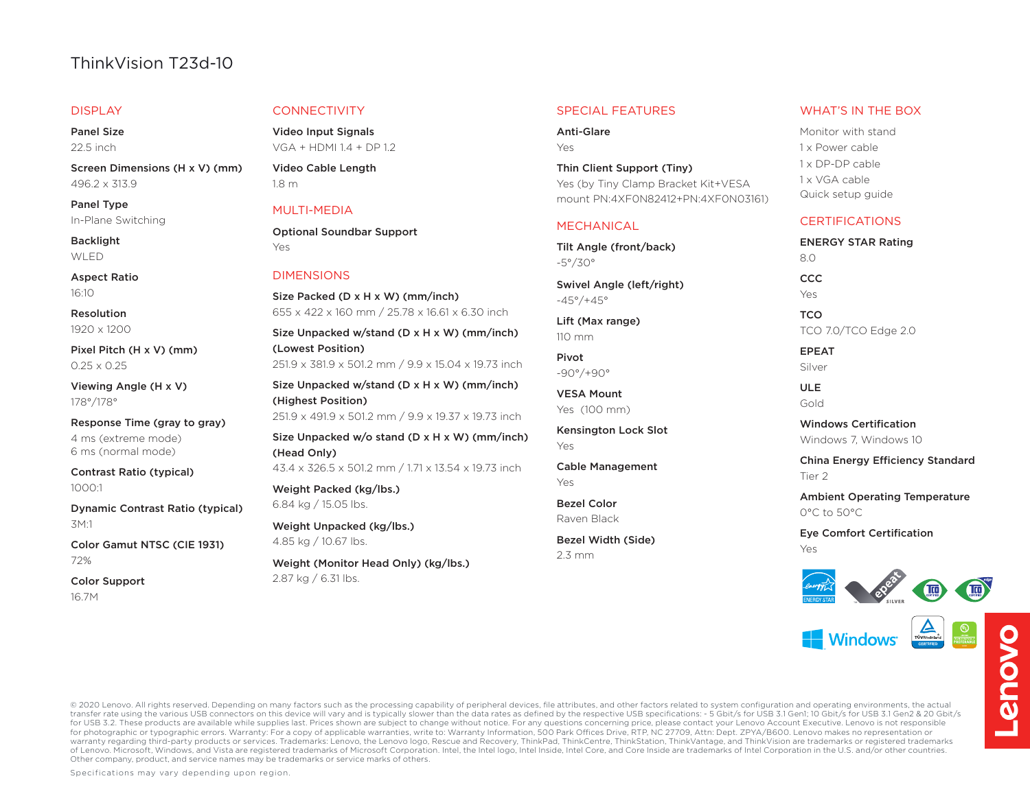# ThinkVision T23d-10

## DISPLAY

**Panel Size**
22.5 inch

**Screen Dimensions (H x V) (mm)**
496.2 x 313.9

**Panel Type**
In-Plane Switching

**Backlight**
WLED

**Aspect Ratio**
16:10

**Resolution**
1920 x 1200

**Pixel Pitch (H x V) (mm)**
0.25 x 0.25

**Viewing Angle (H x V)**
178°/178°

**Response Time (gray to gray)**
4 ms (extreme mode)
6 ms (normal mode)

**Contrast Ratio (typical)**
1000:1

**Dynamic Contrast Ratio (typical)**
3M:1

**Color Gamut NTSC (CIE 1931)**
72%

**Color Support**
16.7M

## CONNECTIVITY

**Video Input Signals**
VGA + HDMI 1.4 + DP 1.2

**Video Cable Length**
1.8 m

## MULTI-MEDIA

**Optional Soundbar Support**
Yes

## DIMENSIONS

**Size Packed (D x H x W) (mm/inch)**
655 x 422 x 160 mm / 25.78 x 16.61 x 6.30 inch

**Size Unpacked w/stand (D x H x W) (mm/inch) (Lowest Position)**
251.9 x 381.9 x 501.2 mm / 9.9 x 15.04 x 19.73 inch

**Size Unpacked w/stand (D x H x W) (mm/inch) (Highest Position)**
251.9 x 491.9 x 501.2 mm / 9.9 x 19.37 x 19.73 inch

**Size Unpacked w/o stand (D x H x W) (mm/inch) (Head Only)**
43.4 x 326.5 x 501.2 mm / 1.71 x 13.54 x 19.73 inch

**Weight Packed (kg/lbs.)**
6.84 kg / 15.05 lbs.

**Weight Unpacked (kg/lbs.)**
4.85 kg / 10.67 lbs.

**Weight (Monitor Head Only) (kg/lbs.)**
2.87 kg / 6.31 lbs.

## SPECIAL FEATURES

**Anti-Glare**
Yes

**Thin Client Support (Tiny)**
Yes (by Tiny Clamp Bracket Kit+VESA mount PN:4XF0N82412+PN:4XF0N03161)

## MECHANICAL

**Tilt Angle (front/back)**
-5°/30°

**Swivel Angle (left/right)**
-45°/+45°

**Lift (Max range)**
110 mm

**Pivot**
-90°/+90°

**VESA Mount**
Yes (100 mm)

**Kensington Lock Slot**
Yes

**Cable Management**
Yes

**Bezel Color**
Raven Black

**Bezel Width (Side)**
2.3 mm

## WHAT'S IN THE BOX

Monitor with stand
1 x Power cable
1 x DP-DP cable
1 x VGA cable
Quick setup guide

## CERTIFICATIONS

**ENERGY STAR Rating**
8.0

**CCC**
Yes

**TCO**
TCO 7.0/TCO Edge 2.0

**EPEAT**
Silver

**ULE**
Gold

**Windows Certification**
Windows 7, Windows 10

**China Energy Efficiency Standard**
Tier 2

**Ambient Operating Temperature**
0°C to 50°C

**Eye Comfort Certification**
Yes

© 2020 Lenovo. All rights reserved. Depending on many factors such as the processing capability of peripheral devices, file attributes, and other factors related to system configuration and operating environments, the actual transfer rate using the various USB connectors on this device will vary and is typically slower than the data rates as defined by the respective USB specifications: - 5 Gbit/s for USB 3.1 Gen1; 10 Gbit/s for USB 3.1 Gen2 & 20 Gbit/s for USB 3.2. These products are available while supplies last. Prices shown are subject to change without notice. For any questions concerning price, please contact your Lenovo Account Executive. Lenovo is not responsible for photographic or typographic errors. Warranty: For a copy of applicable warranties, write to: Warranty Information, 500 Park Offices Drive, RTP, NC 27709, Attn: Dept. ZPYA/B600. Lenovo makes no representation or warranty regarding third-party products or services. Trademarks: Lenovo, the Lenovo logo, Rescue and Recovery, ThinkPad, ThinkCentre, ThinkStation, ThinkVantage, and ThinkVision are trademarks or registered trademarks of Lenovo. Microsoft, Windows, and Vista are registered trademarks of Microsoft Corporation. Intel, the Intel logo, Intel Inside, Intel Core, and Core Inside are trademarks of Intel Corporation in the U.S. and/or other countries. Other company, product, and service names may be trademarks or service marks of others.

Specifications may vary depending upon region.